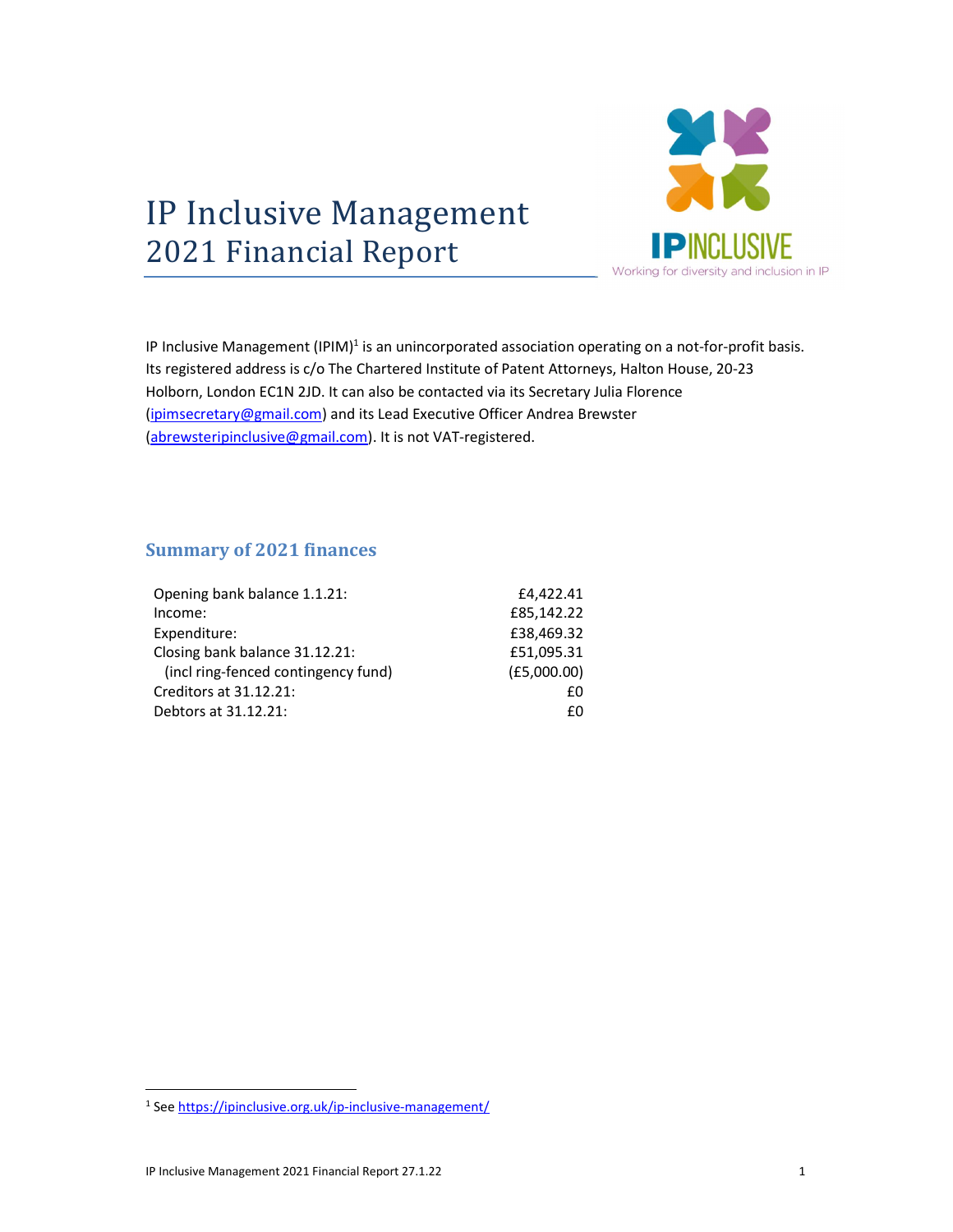# IP Inclusive Management 2021 Financial Report

IP Inclusive Management (IPIM)[1] is an unincorporated association operating on a not-for-profit basis. Its registered address is c/o The Chartered Institute of Patent Attorneys, Halton House, 20-23 Holborn, London EC1N 2JD. It can also be contacted via its Secretary Julia Florence (ipimsecretary@gmail.com) and its Lead Executive Officer Andrea Brewster (abrewsteripinclusive@gmail.com). It is not VAT-registered.

## Summary of 2021 finances

| | |
|---|---:|
| Opening bank balance 1.1.21: | £4,422.41 |
| Income: | £85,142.22 |
| Expenditure: | £38,469.32 |
| Closing bank balance 31.12.21: | £51,095.31 |
| (incl ring-fenced contingency fund) | (£5,000.00) |
| Creditors at 31.12.21: | £0 |
| Debtors at 31.12.21: | £0 |

[1] See https://ipinclusive.org.uk/ip-inclusive-management/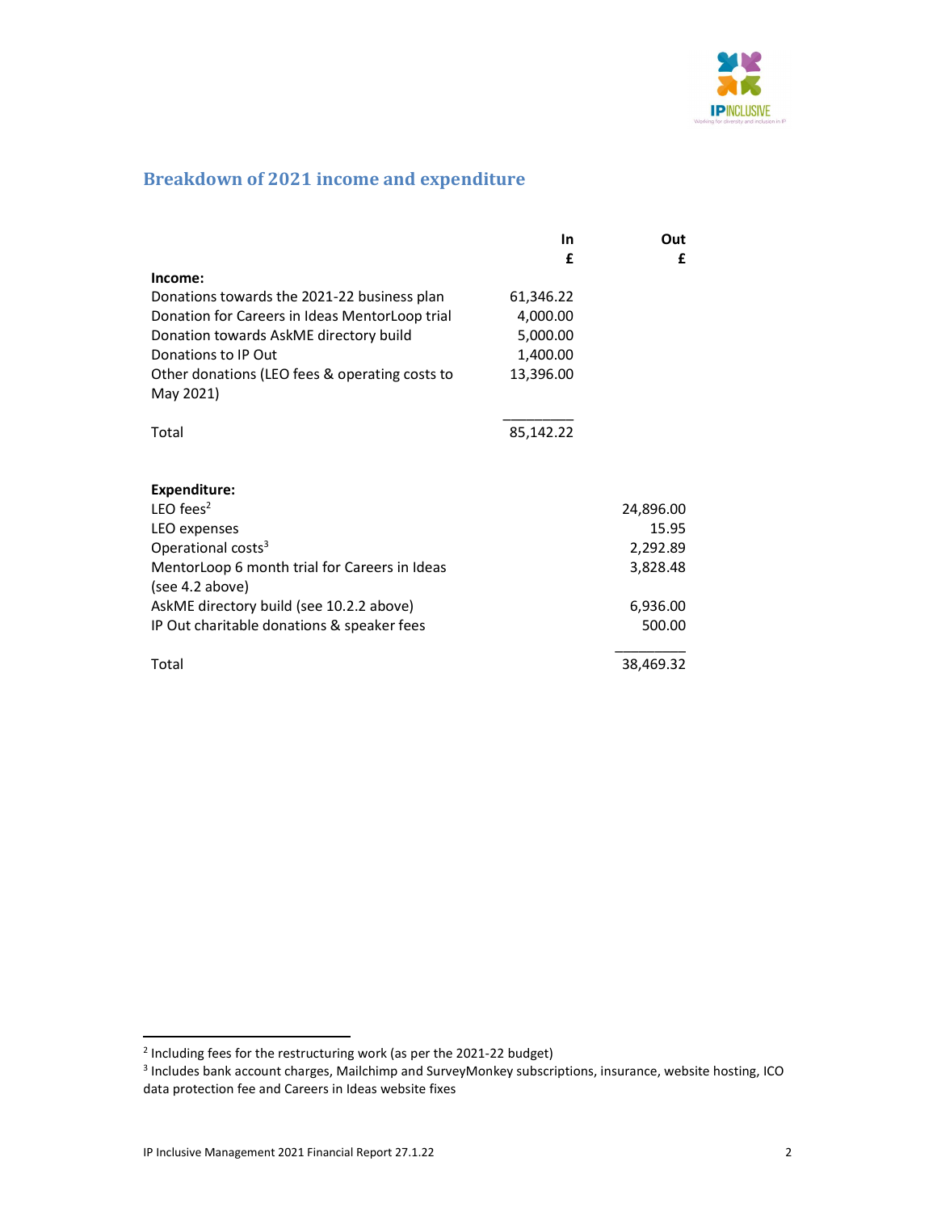## Breakdown of 2021 income and expenditure

| | In £ | Out £ |
|---|---|---|
| **Income:** | | |
| Donations towards the 2021-22 business plan | 61,346.22 | |
| Donation for Careers in Ideas MentorLoop trial | 4,000.00 | |
| Donation towards AskME directory build | 5,000.00 | |
| Donations to IP Out | 1,400.00 | |
| Other donations (LEO fees & operating costs to May 2021) | 13,396.00 | |
| Total | 85,142.22 | |
| **Expenditure:** | | |
| LEO fees[2] | | 24,896.00 |
| LEO expenses | | 15.95 |
| Operational costs[3] | | 2,292.89 |
| MentorLoop 6 month trial for Careers in Ideas (see 4.2 above) | | 3,828.48 |
| AskME directory build (see 10.2.2 above) | | 6,936.00 |
| IP Out charitable donations & speaker fees | | 500.00 |
| Total | | 38,469.32 |

[2] Including fees for the restructuring work (as per the 2021-22 budget)

[3] Includes bank account charges, Mailchimp and SurveyMonkey subscriptions, insurance, website hosting, ICO data protection fee and Careers in Ideas website fixes